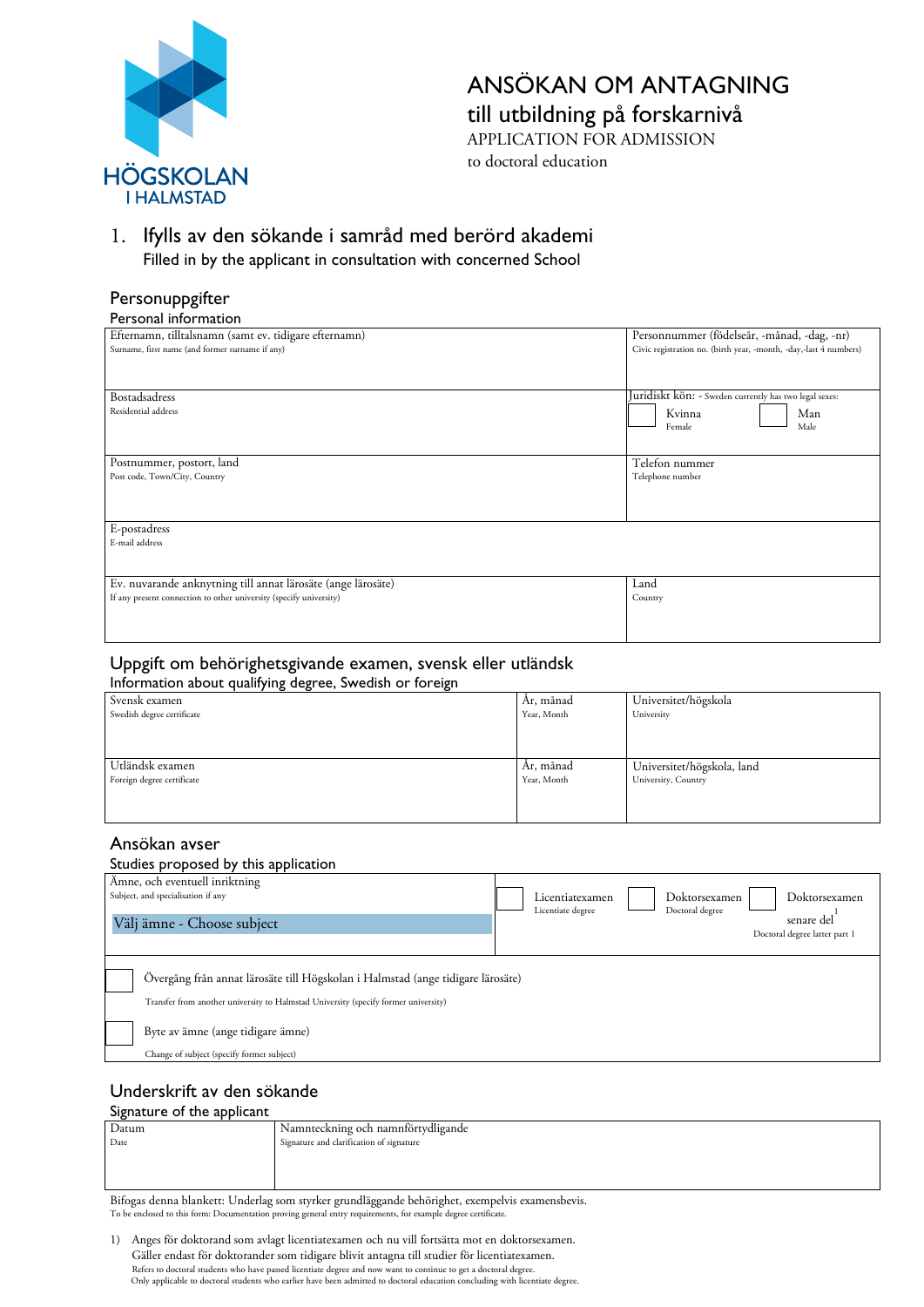HÖGSKOLAN I HALMSTAD

# ANSÖKAN OM ANTAGNING till utbildning på forskarnivå

APPLICATION FOR ADMISSION to doctoral education

## 1. Ifylls av den sökande i samråd med berörd akademi

Filled in by the applicant in consultation with concerned School

### Personuppgifter

Personal information

| Efternamn, tilltalsnamn (samt ev. tidigare efternamn)<br>Surname, first name (and former surname if any) | Personnummer (födelseår, -månad, -dag, -nr)<br>Civic registration no. (birth year, -month, -day,-last 4 numbers) |
|---|---|
| Bostadsadress<br>Residential address | Juridiskt kön: - Sweden currently has two legal sexes:<br>☐ Kvinna Female ☐ Man Male |
| Postnummer, postort, land<br>Post code, Town/City, Country | Telefon nummer<br>Telephone number |
| E-postadress<br>E-mail address | |
| Ev. nuvarande anknytning till annat lärosäte (ange lärosäte)<br>If any present connection to other university (specify university) | Land<br>Country |

### Uppgift om behörighetsgivande examen, svensk eller utländsk

Information about qualifying degree, Swedish or foreign

| Svensk examen<br>Swedish degree certificate | År, månad<br>Year, Month | Universitet/högskola<br>University |
|---|---|---|
| Utländsk examen<br>Foreign degree certificate | År, månad<br>Year, Month | Universitet/högskola, land<br>University, Country |

### Ansökan avser

Studies proposed by this application

| Ämne, och eventuell inriktning<br>Subject, and specialisation if any<br>Välj ämne - Choose subject | ☐ Licentiatexamen<br>Licentiate degree | ☐ Doktorsexamen<br>Doctoral degree | ☐ Doktorsexamen senare del[1]<br>Doctoral degree latter part 1 |
|---|---|---|---|

☐ Övergång från annat lärosäte till Högskolan i Halmstad (ange tidigare lärosäte)
Transfer from another university to Halmstad University (specify former university)

☐ Byte av ämne (ange tidigare ämne)
Change of subject (specify former subject)

### Underskrift av den sökande

Signature of the applicant

| Datum<br>Date | Namnteckning och namnförtydligande<br>Signature and clarification of signature |
|---|---|
| | |

Bifogas denna blankett: Underlag som styrker grundläggande behörighet, exempelvis examensbevis.
To be enclosed to this form: Documentation proving general entry requirements, for example degree certificate.

1) Anges för doktorand som avlagt licentiatexamen och nu vill fortsätta mot en doktorsexamen. Gäller endast för doktorander som tidigare blivit antagna till studier för licentiatexamen.
Refers to doctoral students who have passed licentiate degree and now want to continue to get a doctoral degree.
Only applicable to doctoral students who earlier have been admitted to doctoral education concluding with licentiate degree.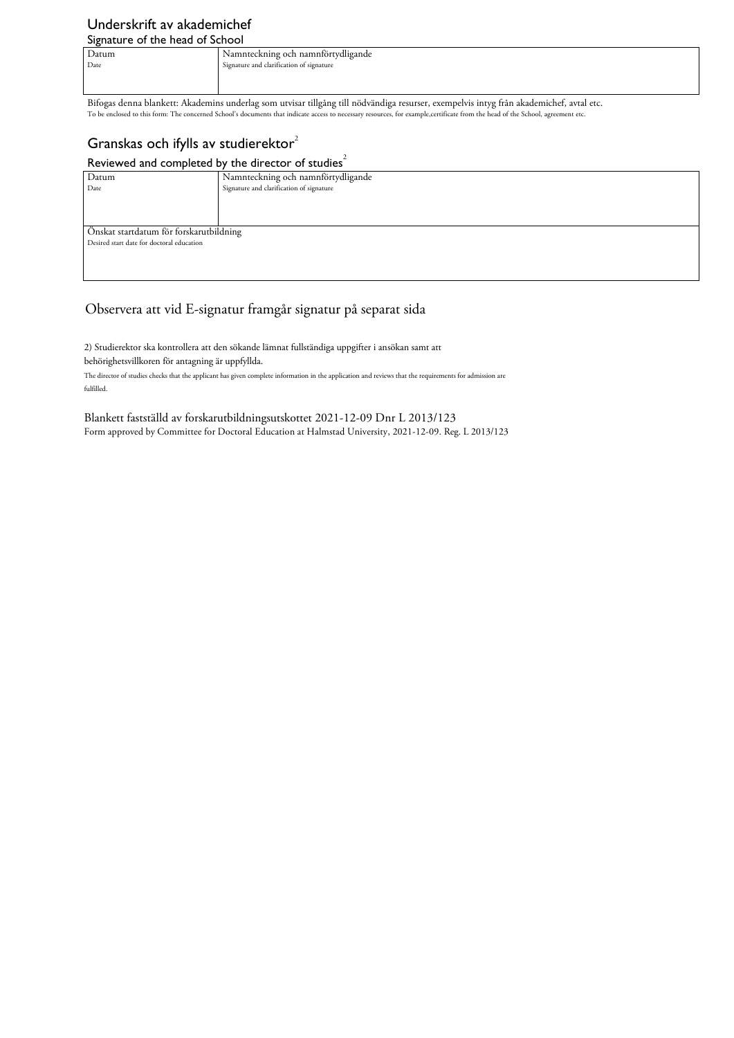## Underskrift av akademichef

### Signature of the head of School

| Datum<br>Date | Namnteckning och namnförtydligande<br>Signature and clarification of signature |
|---|---|
| | |

Bifogas denna blankett: Akademins underlag som utvisar tillgång till nödvändiga resurser, exempelvis intyg från akademichef, avtal etc.
To be enclosed to this form: The concerned School's documents that indicate access to necessary resources, for example,certificate from the head of the School, agreement etc.

## Granskas och ifylls av studierektor[2]

### Reviewed and completed by the director of studies[2]

| Datum<br>Date | Namnteckning och namnförtydligande<br>Signature and clarification of signature |
|---|---|
| | |
| Önskat startdatum för forskarutbildning<br>Desired start date for doctoral education | |

Observera att vid E-signatur framgår signatur på separat sida

2) Studierektor ska kontrollera att den sökande lämnat fullständiga uppgifter i ansökan samt att behörighetsvillkoren för antagning är uppfyllda.

The director of studies checks that the applicant has given complete information in the application and reviews that the requirements for admission are fulfilled.

Blankett fastställd av forskarutbildningsutskottet 2021-12-09 Dnr L 2013/123
Form approved by Committee for Doctoral Education at Halmstad University, 2021-12-09. Reg. L 2013/123